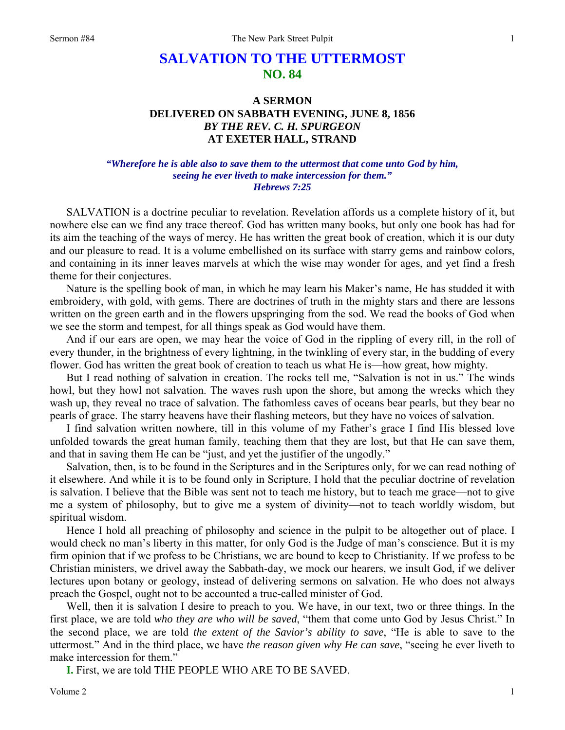# SALVATION TO THE UTTERMOST
## NO. 84

### A SERMON
### DELIVERED ON SABBATH EVENING, JUNE 8, 1856
### *BY THE REV. C. H. SPURGEON*
### AT EXETER HALL, STRAND

***"Wherefore he is able also to save them to the uttermost that come unto God by him, seeing he ever liveth to make intercession for them." Hebrews 7:25***

SALVATION is a doctrine peculiar to revelation. Revelation affords us a complete history of it, but nowhere else can we find any trace thereof. God has written many books, but only one book has had for its aim the teaching of the ways of mercy. He has written the great book of creation, which it is our duty and our pleasure to read. It is a volume embellished on its surface with starry gems and rainbow colors, and containing in its inner leaves marvels at which the wise may wonder for ages, and yet find a fresh theme for their conjectures.

Nature is the spelling book of man, in which he may learn his Maker's name, He has studded it with embroidery, with gold, with gems. There are doctrines of truth in the mighty stars and there are lessons written on the green earth and in the flowers upspringing from the sod. We read the books of God when we see the storm and tempest, for all things speak as God would have them.

And if our ears are open, we may hear the voice of God in the rippling of every rill, in the roll of every thunder, in the brightness of every lightning, in the twinkling of every star, in the budding of every flower. God has written the great book of creation to teach us what He is—how great, how mighty.

But I read nothing of salvation in creation. The rocks tell me, "Salvation is not in us." The winds howl, but they howl not salvation. The waves rush upon the shore, but among the wrecks which they wash up, they reveal no trace of salvation. The fathomless caves of oceans bear pearls, but they bear no pearls of grace. The starry heavens have their flashing meteors, but they have no voices of salvation.

I find salvation written nowhere, till in this volume of my Father's grace I find His blessed love unfolded towards the great human family, teaching them that they are lost, but that He can save them, and that in saving them He can be "just, and yet the justifier of the ungodly."

Salvation, then, is to be found in the Scriptures and in the Scriptures only, for we can read nothing of it elsewhere. And while it is to be found only in Scripture, I hold that the peculiar doctrine of revelation is salvation. I believe that the Bible was sent not to teach me history, but to teach me grace—not to give me a system of philosophy, but to give me a system of divinity—not to teach worldly wisdom, but spiritual wisdom.

Hence I hold all preaching of philosophy and science in the pulpit to be altogether out of place. I would check no man's liberty in this matter, for only God is the Judge of man's conscience. But it is my firm opinion that if we profess to be Christians, we are bound to keep to Christianity. If we profess to be Christian ministers, we drivel away the Sabbath-day, we mock our hearers, we insult God, if we deliver lectures upon botany or geology, instead of delivering sermons on salvation. He who does not always preach the Gospel, ought not to be accounted a true-called minister of God.

Well, then it is salvation I desire to preach to you. We have, in our text, two or three things. In the first place, we are told *who they are who will be saved*, "them that come unto God by Jesus Christ." In the second place, we are told *the extent of the Savior's ability to save*, "He is able to save to the uttermost." And in the third place, we have *the reason given why He can save*, "seeing he ever liveth to make intercession for them."

**I.** First, we are told THE PEOPLE WHO ARE TO BE SAVED.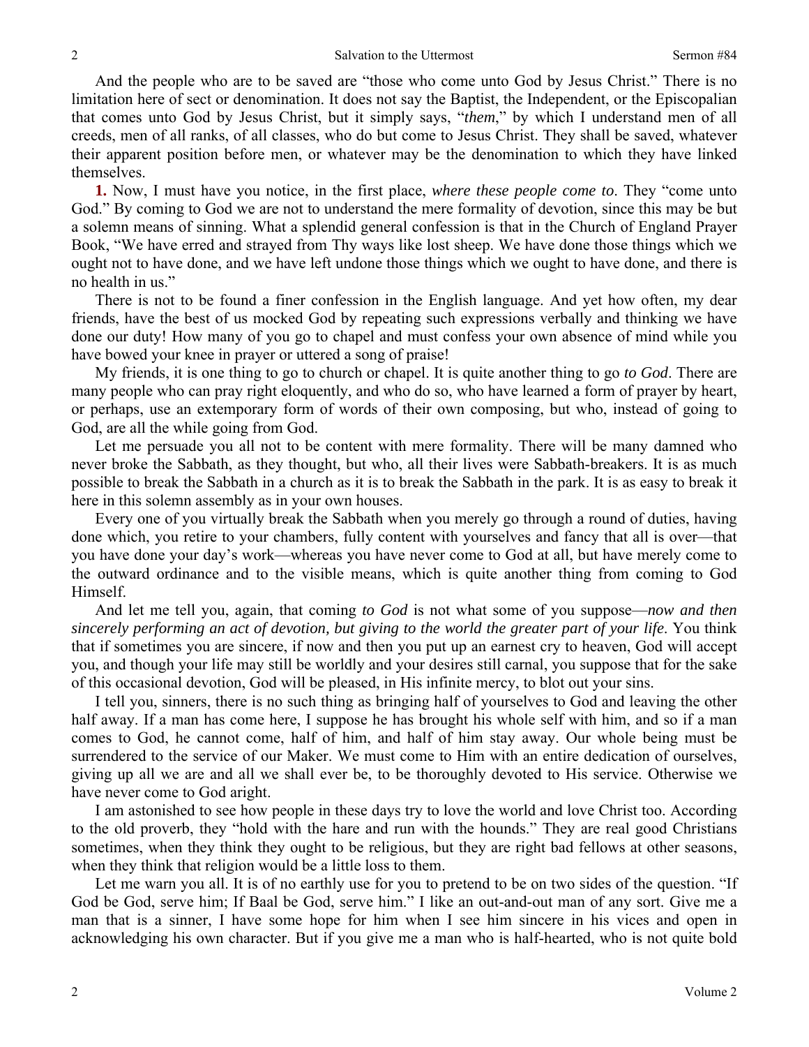And the people who are to be saved are "those who come unto God by Jesus Christ." There is no limitation here of sect or denomination. It does not say the Baptist, the Independent, or the Episcopalian that comes unto God by Jesus Christ, but it simply says, "*them*," by which I understand men of all creeds, men of all ranks, of all classes, who do but come to Jesus Christ. They shall be saved, whatever their apparent position before men, or whatever may be the denomination to which they have linked themselves.

**1.** Now, I must have you notice, in the first place, *where these people come to*. They "come unto God." By coming to God we are not to understand the mere formality of devotion, since this may be but a solemn means of sinning. What a splendid general confession is that in the Church of England Prayer Book, "We have erred and strayed from Thy ways like lost sheep. We have done those things which we ought not to have done, and we have left undone those things which we ought to have done, and there is no health in us."

There is not to be found a finer confession in the English language. And yet how often, my dear friends, have the best of us mocked God by repeating such expressions verbally and thinking we have done our duty! How many of you go to chapel and must confess your own absence of mind while you have bowed your knee in prayer or uttered a song of praise!

My friends, it is one thing to go to church or chapel. It is quite another thing to go *to God*. There are many people who can pray right eloquently, and who do so, who have learned a form of prayer by heart, or perhaps, use an extemporary form of words of their own composing, but who, instead of going to God, are all the while going from God.

Let me persuade you all not to be content with mere formality. There will be many damned who never broke the Sabbath, as they thought, but who, all their lives were Sabbath-breakers. It is as much possible to break the Sabbath in a church as it is to break the Sabbath in the park. It is as easy to break it here in this solemn assembly as in your own houses.

Every one of you virtually break the Sabbath when you merely go through a round of duties, having done which, you retire to your chambers, fully content with yourselves and fancy that all is over—that you have done your day's work—whereas you have never come to God at all, but have merely come to the outward ordinance and to the visible means, which is quite another thing from coming to God Himself.

And let me tell you, again, that coming *to God* is not what some of you suppose—*now and then sincerely performing an act of devotion, but giving to the world the greater part of your life*. You think that if sometimes you are sincere, if now and then you put up an earnest cry to heaven, God will accept you, and though your life may still be worldly and your desires still carnal, you suppose that for the sake of this occasional devotion, God will be pleased, in His infinite mercy, to blot out your sins.

I tell you, sinners, there is no such thing as bringing half of yourselves to God and leaving the other half away. If a man has come here, I suppose he has brought his whole self with him, and so if a man comes to God, he cannot come, half of him, and half of him stay away. Our whole being must be surrendered to the service of our Maker. We must come to Him with an entire dedication of ourselves, giving up all we are and all we shall ever be, to be thoroughly devoted to His service. Otherwise we have never come to God aright.

I am astonished to see how people in these days try to love the world and love Christ too. According to the old proverb, they "hold with the hare and run with the hounds." They are real good Christians sometimes, when they think they ought to be religious, but they are right bad fellows at other seasons, when they think that religion would be a little loss to them.

Let me warn you all. It is of no earthly use for you to pretend to be on two sides of the question. "If God be God, serve him; If Baal be God, serve him." I like an out-and-out man of any sort. Give me a man that is a sinner, I have some hope for him when I see him sincere in his vices and open in acknowledging his own character. But if you give me a man who is half-hearted, who is not quite bold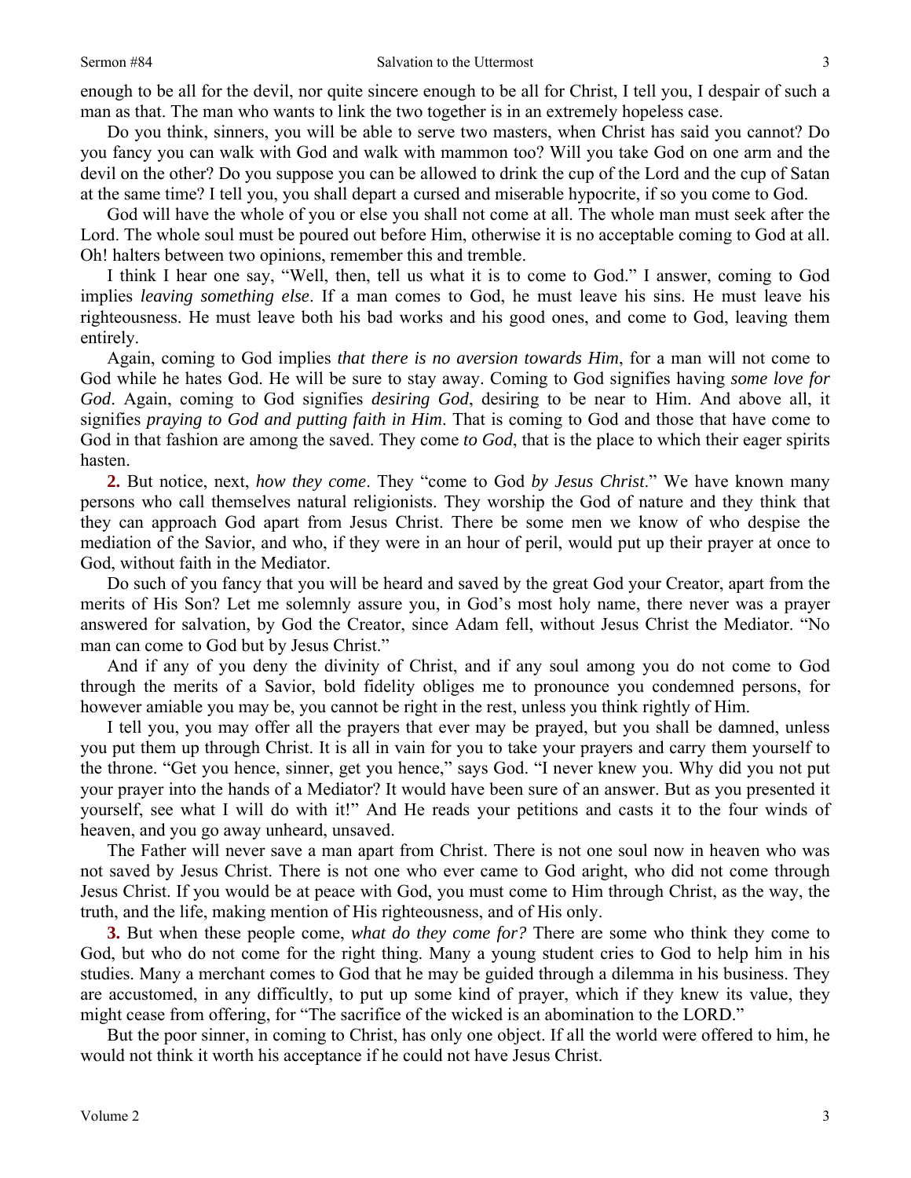enough to be all for the devil, nor quite sincere enough to be all for Christ, I tell you, I despair of such a man as that. The man who wants to link the two together is in an extremely hopeless case.

Do you think, sinners, you will be able to serve two masters, when Christ has said you cannot? Do you fancy you can walk with God and walk with mammon too? Will you take God on one arm and the devil on the other? Do you suppose you can be allowed to drink the cup of the Lord and the cup of Satan at the same time? I tell you, you shall depart a cursed and miserable hypocrite, if so you come to God.

God will have the whole of you or else you shall not come at all. The whole man must seek after the Lord. The whole soul must be poured out before Him, otherwise it is no acceptable coming to God at all. Oh! halters between two opinions, remember this and tremble.

I think I hear one say, "Well, then, tell us what it is to come to God." I answer, coming to God implies *leaving something else*. If a man comes to God, he must leave his sins. He must leave his righteousness. He must leave both his bad works and his good ones, and come to God, leaving them entirely.

Again, coming to God implies *that there is no aversion towards Him*, for a man will not come to God while he hates God. He will be sure to stay away. Coming to God signifies having *some love for God*. Again, coming to God signifies *desiring God*, desiring to be near to Him. And above all, it signifies *praying to God and putting faith in Him*. That is coming to God and those that have come to God in that fashion are among the saved. They come *to God*, that is the place to which their eager spirits hasten.

**2.** But notice, next, *how they come*. They "come to God *by Jesus Christ*." We have known many persons who call themselves natural religionists. They worship the God of nature and they think that they can approach God apart from Jesus Christ. There be some men we know of who despise the mediation of the Savior, and who, if they were in an hour of peril, would put up their prayer at once to God, without faith in the Mediator.

Do such of you fancy that you will be heard and saved by the great God your Creator, apart from the merits of His Son? Let me solemnly assure you, in God's most holy name, there never was a prayer answered for salvation, by God the Creator, since Adam fell, without Jesus Christ the Mediator. "No man can come to God but by Jesus Christ."

And if any of you deny the divinity of Christ, and if any soul among you do not come to God through the merits of a Savior, bold fidelity obliges me to pronounce you condemned persons, for however amiable you may be, you cannot be right in the rest, unless you think rightly of Him.

I tell you, you may offer all the prayers that ever may be prayed, but you shall be damned, unless you put them up through Christ. It is all in vain for you to take your prayers and carry them yourself to the throne. "Get you hence, sinner, get you hence," says God. "I never knew you. Why did you not put your prayer into the hands of a Mediator? It would have been sure of an answer. But as you presented it yourself, see what I will do with it!" And He reads your petitions and casts it to the four winds of heaven, and you go away unheard, unsaved.

The Father will never save a man apart from Christ. There is not one soul now in heaven who was not saved by Jesus Christ. There is not one who ever came to God aright, who did not come through Jesus Christ. If you would be at peace with God, you must come to Him through Christ, as the way, the truth, and the life, making mention of His righteousness, and of His only.

**3.** But when these people come, *what do they come for?* There are some who think they come to God, but who do not come for the right thing. Many a young student cries to God to help him in his studies. Many a merchant comes to God that he may be guided through a dilemma in his business. They are accustomed, in any difficultly, to put up some kind of prayer, which if they knew its value, they might cease from offering, for "The sacrifice of the wicked is an abomination to the LORD."

But the poor sinner, in coming to Christ, has only one object. If all the world were offered to him, he would not think it worth his acceptance if he could not have Jesus Christ.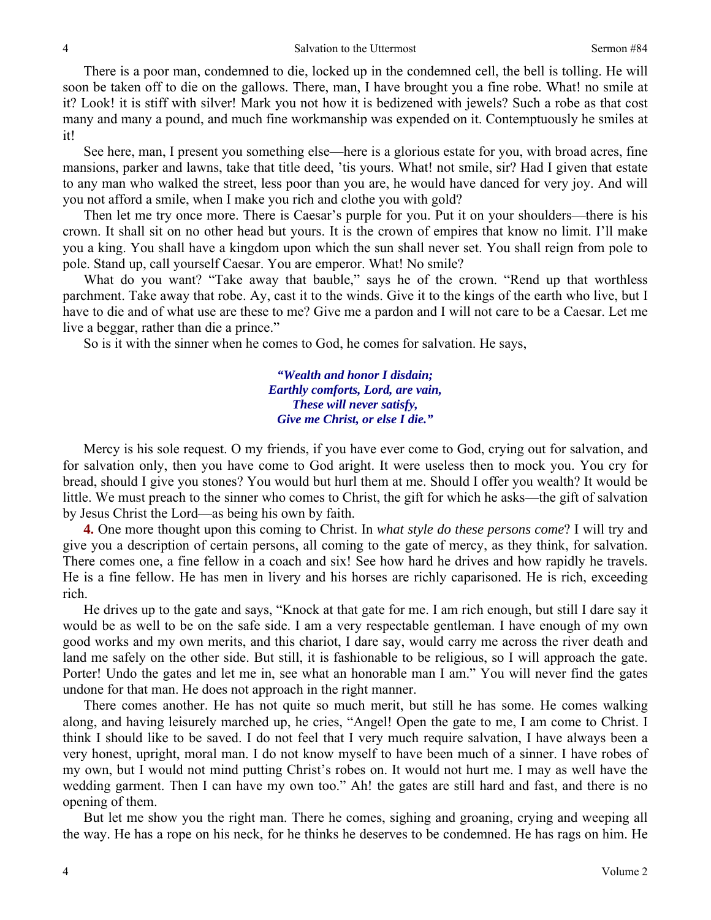There is a poor man, condemned to die, locked up in the condemned cell, the bell is tolling. He will soon be taken off to die on the gallows. There, man, I have brought you a fine robe. What! no smile at it? Look! it is stiff with silver! Mark you not how it is bedizened with jewels? Such a robe as that cost many and many a pound, and much fine workmanship was expended on it. Contemptuously he smiles at it!

See here, man, I present you something else—here is a glorious estate for you, with broad acres, fine mansions, parker and lawns, take that title deed, 'tis yours. What! not smile, sir? Had I given that estate to any man who walked the street, less poor than you are, he would have danced for very joy. And will you not afford a smile, when I make you rich and clothe you with gold?

Then let me try once more. There is Caesar's purple for you. Put it on your shoulders—there is his crown. It shall sit on no other head but yours. It is the crown of empires that know no limit. I'll make you a king. You shall have a kingdom upon which the sun shall never set. You shall reign from pole to pole. Stand up, call yourself Caesar. You are emperor. What! No smile?

What do you want? "Take away that bauble," says he of the crown. "Rend up that worthless parchment. Take away that robe. Ay, cast it to the winds. Give it to the kings of the earth who live, but I have to die and of what use are these to me? Give me a pardon and I will not care to be a Caesar. Let me live a beggar, rather than die a prince."

So is it with the sinner when he comes to God, he comes for salvation. He says,

> ***"Wealth and honor I disdain;***
> ***Earthly comforts, Lord, are vain,***
> ***These will never satisfy,***
> ***Give me Christ, or else I die."***

Mercy is his sole request. O my friends, if you have ever come to God, crying out for salvation, and for salvation only, then you have come to God aright. It were useless then to mock you. You cry for bread, should I give you stones? You would but hurl them at me. Should I offer you wealth? It would be little. We must preach to the sinner who comes to Christ, the gift for which he asks—the gift of salvation by Jesus Christ the Lord—as being his own by faith.

**4.** One more thought upon this coming to Christ. In *what style do these persons come*? I will try and give you a description of certain persons, all coming to the gate of mercy, as they think, for salvation. There comes one, a fine fellow in a coach and six! See how hard he drives and how rapidly he travels. He is a fine fellow. He has men in livery and his horses are richly caparisoned. He is rich, exceeding rich.

He drives up to the gate and says, "Knock at that gate for me. I am rich enough, but still I dare say it would be as well to be on the safe side. I am a very respectable gentleman. I have enough of my own good works and my own merits, and this chariot, I dare say, would carry me across the river death and land me safely on the other side. But still, it is fashionable to be religious, so I will approach the gate. Porter! Undo the gates and let me in, see what an honorable man I am." You will never find the gates undone for that man. He does not approach in the right manner.

There comes another. He has not quite so much merit, but still he has some. He comes walking along, and having leisurely marched up, he cries, "Angel! Open the gate to me, I am come to Christ. I think I should like to be saved. I do not feel that I very much require salvation, I have always been a very honest, upright, moral man. I do not know myself to have been much of a sinner. I have robes of my own, but I would not mind putting Christ's robes on. It would not hurt me. I may as well have the wedding garment. Then I can have my own too." Ah! the gates are still hard and fast, and there is no opening of them.

But let me show you the right man. There he comes, sighing and groaning, crying and weeping all the way. He has a rope on his neck, for he thinks he deserves to be condemned. He has rags on him. He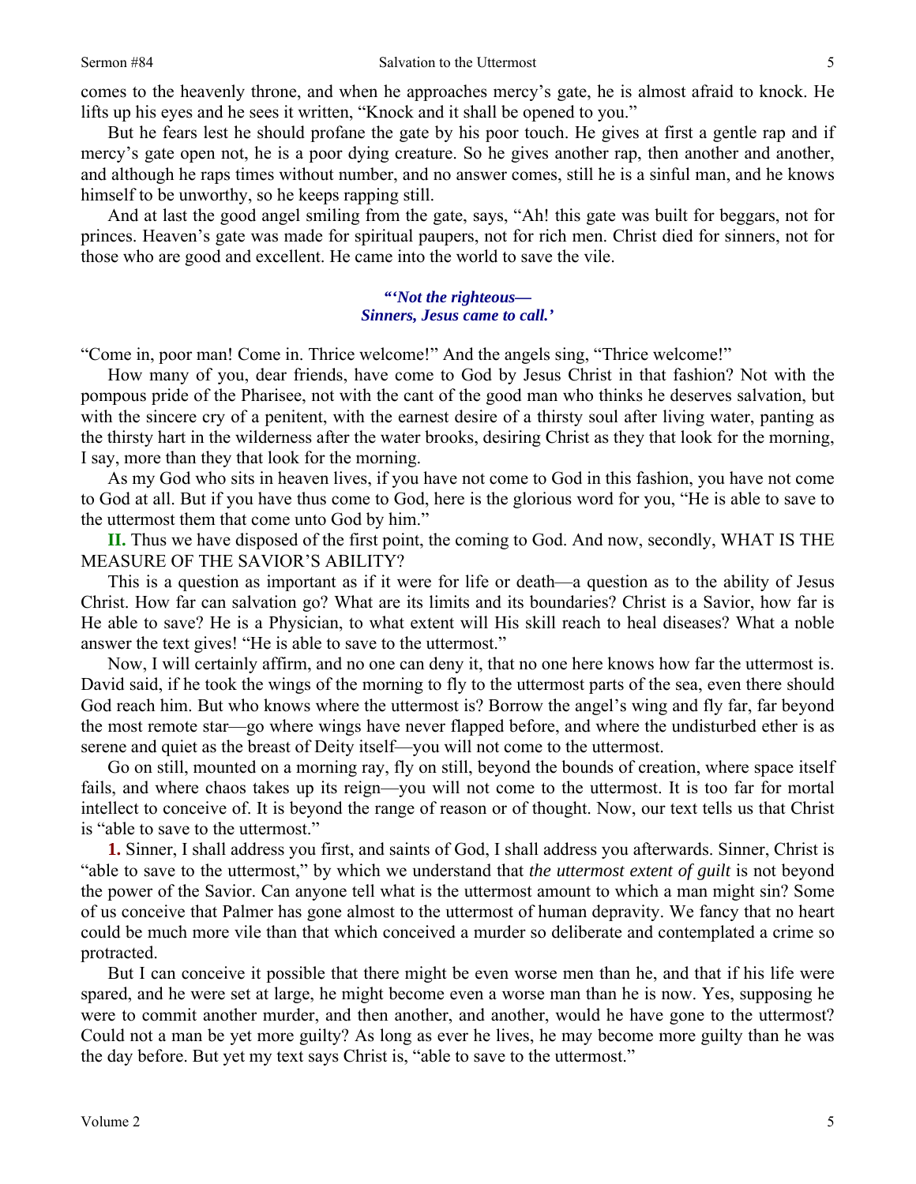comes to the heavenly throne, and when he approaches mercy's gate, he is almost afraid to knock. He lifts up his eyes and he sees it written, "Knock and it shall be opened to you."

But he fears lest he should profane the gate by his poor touch. He gives at first a gentle rap and if mercy's gate open not, he is a poor dying creature. So he gives another rap, then another and another, and although he raps times without number, and no answer comes, still he is a sinful man, and he knows himself to be unworthy, so he keeps rapping still.

And at last the good angel smiling from the gate, says, "Ah! this gate was built for beggars, not for princes. Heaven's gate was made for spiritual paupers, not for rich men. Christ died for sinners, not for those who are good and excellent. He came into the world to save the vile.

> ***"'Not the righteous—***
> ***Sinners, Jesus came to call.'***

"Come in, poor man! Come in. Thrice welcome!" And the angels sing, "Thrice welcome!"

How many of you, dear friends, have come to God by Jesus Christ in that fashion? Not with the pompous pride of the Pharisee, not with the cant of the good man who thinks he deserves salvation, but with the sincere cry of a penitent, with the earnest desire of a thirsty soul after living water, panting as the thirsty hart in the wilderness after the water brooks, desiring Christ as they that look for the morning, I say, more than they that look for the morning.

As my God who sits in heaven lives, if you have not come to God in this fashion, you have not come to God at all. But if you have thus come to God, here is the glorious word for you, "He is able to save to the uttermost them that come unto God by him."

**II.** Thus we have disposed of the first point, the coming to God. And now, secondly, WHAT IS THE MEASURE OF THE SAVIOR'S ABILITY?

This is a question as important as if it were for life or death—a question as to the ability of Jesus Christ. How far can salvation go? What are its limits and its boundaries? Christ is a Savior, how far is He able to save? He is a Physician, to what extent will His skill reach to heal diseases? What a noble answer the text gives! "He is able to save to the uttermost."

Now, I will certainly affirm, and no one can deny it, that no one here knows how far the uttermost is. David said, if he took the wings of the morning to fly to the uttermost parts of the sea, even there should God reach him. But who knows where the uttermost is? Borrow the angel's wing and fly far, far beyond the most remote star—go where wings have never flapped before, and where the undisturbed ether is as serene and quiet as the breast of Deity itself—you will not come to the uttermost.

Go on still, mounted on a morning ray, fly on still, beyond the bounds of creation, where space itself fails, and where chaos takes up its reign—you will not come to the uttermost. It is too far for mortal intellect to conceive of. It is beyond the range of reason or of thought. Now, our text tells us that Christ is "able to save to the uttermost."

**1.** Sinner, I shall address you first, and saints of God, I shall address you afterwards. Sinner, Christ is "able to save to the uttermost," by which we understand that *the uttermost extent of guilt* is not beyond the power of the Savior. Can anyone tell what is the uttermost amount to which a man might sin? Some of us conceive that Palmer has gone almost to the uttermost of human depravity. We fancy that no heart could be much more vile than that which conceived a murder so deliberate and contemplated a crime so protracted.

But I can conceive it possible that there might be even worse men than he, and that if his life were spared, and he were set at large, he might become even a worse man than he is now. Yes, supposing he were to commit another murder, and then another, and another, would he have gone to the uttermost? Could not a man be yet more guilty? As long as ever he lives, he may become more guilty than he was the day before. But yet my text says Christ is, "able to save to the uttermost."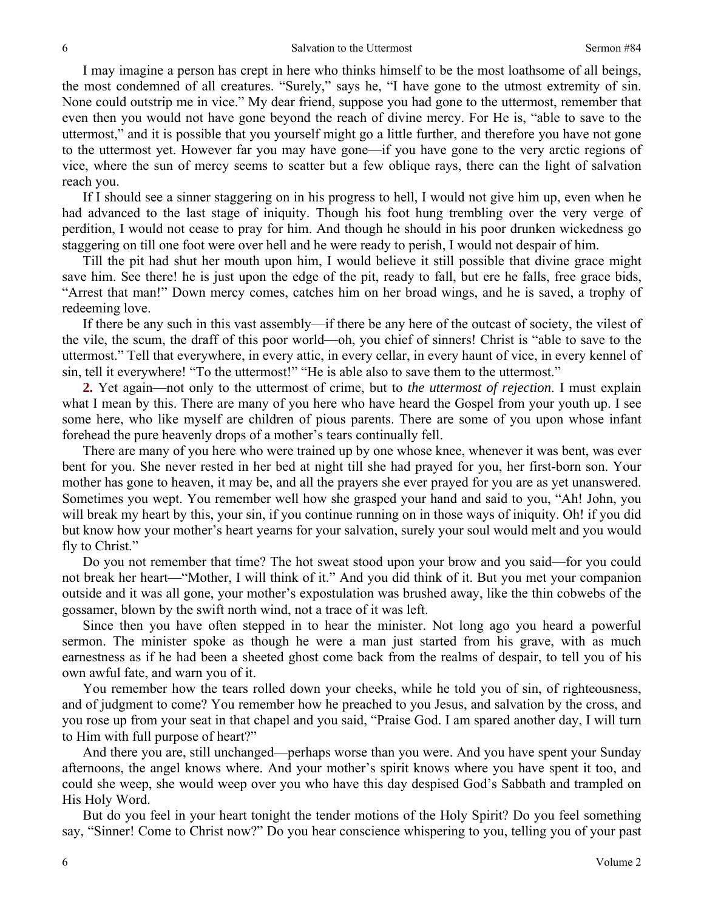I may imagine a person has crept in here who thinks himself to be the most loathsome of all beings, the most condemned of all creatures. "Surely," says he, "I have gone to the utmost extremity of sin. None could outstrip me in vice." My dear friend, suppose you had gone to the uttermost, remember that even then you would not have gone beyond the reach of divine mercy. For He is, "able to save to the uttermost," and it is possible that you yourself might go a little further, and therefore you have not gone to the uttermost yet. However far you may have gone—if you have gone to the very arctic regions of vice, where the sun of mercy seems to scatter but a few oblique rays, there can the light of salvation reach you.

If I should see a sinner staggering on in his progress to hell, I would not give him up, even when he had advanced to the last stage of iniquity. Though his foot hung trembling over the very verge of perdition, I would not cease to pray for him. And though he should in his poor drunken wickedness go staggering on till one foot were over hell and he were ready to perish, I would not despair of him.

Till the pit had shut her mouth upon him, I would believe it still possible that divine grace might save him. See there! he is just upon the edge of the pit, ready to fall, but ere he falls, free grace bids, "Arrest that man!" Down mercy comes, catches him on her broad wings, and he is saved, a trophy of redeeming love.

If there be any such in this vast assembly—if there be any here of the outcast of society, the vilest of the vile, the scum, the draff of this poor world—oh, you chief of sinners! Christ is "able to save to the uttermost." Tell that everywhere, in every attic, in every cellar, in every haunt of vice, in every kennel of sin, tell it everywhere! "To the uttermost!" "He is able also to save them to the uttermost."

**2.** Yet again—not only to the uttermost of crime, but to *the uttermost of rejection*. I must explain what I mean by this. There are many of you here who have heard the Gospel from your youth up. I see some here, who like myself are children of pious parents. There are some of you upon whose infant forehead the pure heavenly drops of a mother's tears continually fell.

There are many of you here who were trained up by one whose knee, whenever it was bent, was ever bent for you. She never rested in her bed at night till she had prayed for you, her first-born son. Your mother has gone to heaven, it may be, and all the prayers she ever prayed for you are as yet unanswered. Sometimes you wept. You remember well how she grasped your hand and said to you, "Ah! John, you will break my heart by this, your sin, if you continue running on in those ways of iniquity. Oh! if you did but know how your mother's heart yearns for your salvation, surely your soul would melt and you would fly to Christ."

Do you not remember that time? The hot sweat stood upon your brow and you said—for you could not break her heart—"Mother, I will think of it." And you did think of it. But you met your companion outside and it was all gone, your mother's expostulation was brushed away, like the thin cobwebs of the gossamer, blown by the swift north wind, not a trace of it was left.

Since then you have often stepped in to hear the minister. Not long ago you heard a powerful sermon. The minister spoke as though he were a man just started from his grave, with as much earnestness as if he had been a sheeted ghost come back from the realms of despair, to tell you of his own awful fate, and warn you of it.

You remember how the tears rolled down your cheeks, while he told you of sin, of righteousness, and of judgment to come? You remember how he preached to you Jesus, and salvation by the cross, and you rose up from your seat in that chapel and you said, "Praise God. I am spared another day, I will turn to Him with full purpose of heart?"

And there you are, still unchanged—perhaps worse than you were. And you have spent your Sunday afternoons, the angel knows where. And your mother's spirit knows where you have spent it too, and could she weep, she would weep over you who have this day despised God's Sabbath and trampled on His Holy Word.

But do you feel in your heart tonight the tender motions of the Holy Spirit? Do you feel something say, "Sinner! Come to Christ now?" Do you hear conscience whispering to you, telling you of your past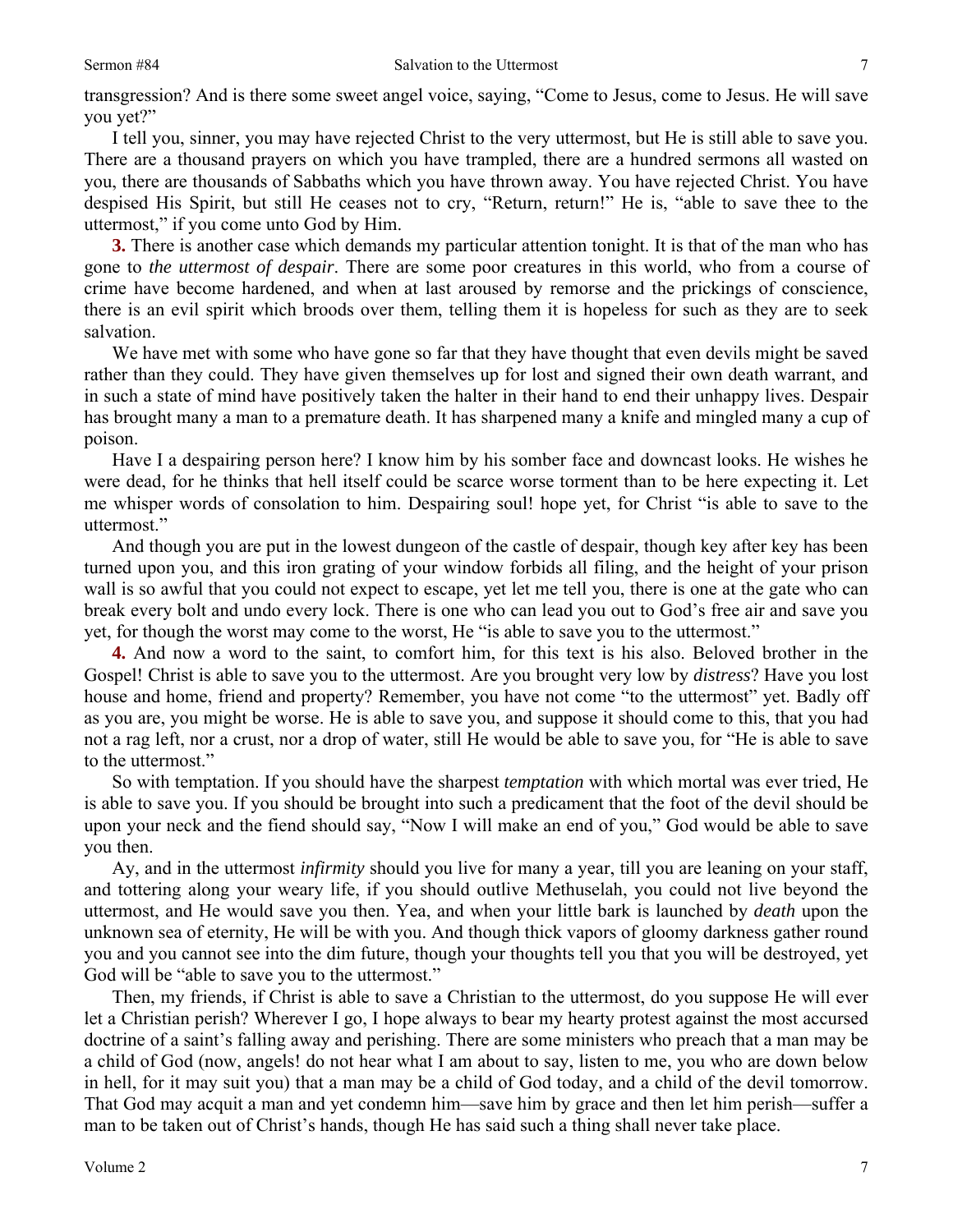transgression? And is there some sweet angel voice, saying, "Come to Jesus, come to Jesus. He will save you yet?"

I tell you, sinner, you may have rejected Christ to the very uttermost, but He is still able to save you. There are a thousand prayers on which you have trampled, there are a hundred sermons all wasted on you, there are thousands of Sabbaths which you have thrown away. You have rejected Christ. You have despised His Spirit, but still He ceases not to cry, "Return, return!" He is, "able to save thee to the uttermost," if you come unto God by Him.

**3.** There is another case which demands my particular attention tonight. It is that of the man who has gone to *the uttermost of despair*. There are some poor creatures in this world, who from a course of crime have become hardened, and when at last aroused by remorse and the prickings of conscience, there is an evil spirit which broods over them, telling them it is hopeless for such as they are to seek salvation.

We have met with some who have gone so far that they have thought that even devils might be saved rather than they could. They have given themselves up for lost and signed their own death warrant, and in such a state of mind have positively taken the halter in their hand to end their unhappy lives. Despair has brought many a man to a premature death. It has sharpened many a knife and mingled many a cup of poison.

Have I a despairing person here? I know him by his somber face and downcast looks. He wishes he were dead, for he thinks that hell itself could be scarce worse torment than to be here expecting it. Let me whisper words of consolation to him. Despairing soul! hope yet, for Christ "is able to save to the uttermost."

And though you are put in the lowest dungeon of the castle of despair, though key after key has been turned upon you, and this iron grating of your window forbids all filing, and the height of your prison wall is so awful that you could not expect to escape, yet let me tell you, there is one at the gate who can break every bolt and undo every lock. There is one who can lead you out to God's free air and save you yet, for though the worst may come to the worst, He "is able to save you to the uttermost."

**4.** And now a word to the saint, to comfort him, for this text is his also. Beloved brother in the Gospel! Christ is able to save you to the uttermost. Are you brought very low by *distress*? Have you lost house and home, friend and property? Remember, you have not come "to the uttermost" yet. Badly off as you are, you might be worse. He is able to save you, and suppose it should come to this, that you had not a rag left, nor a crust, nor a drop of water, still He would be able to save you, for "He is able to save to the uttermost."

So with temptation. If you should have the sharpest *temptation* with which mortal was ever tried, He is able to save you. If you should be brought into such a predicament that the foot of the devil should be upon your neck and the fiend should say, "Now I will make an end of you," God would be able to save you then.

Ay, and in the uttermost *infirmity* should you live for many a year, till you are leaning on your staff, and tottering along your weary life, if you should outlive Methuselah, you could not live beyond the uttermost, and He would save you then. Yea, and when your little bark is launched by *death* upon the unknown sea of eternity, He will be with you. And though thick vapors of gloomy darkness gather round you and you cannot see into the dim future, though your thoughts tell you that you will be destroyed, yet God will be "able to save you to the uttermost."

Then, my friends, if Christ is able to save a Christian to the uttermost, do you suppose He will ever let a Christian perish? Wherever I go, I hope always to bear my hearty protest against the most accursed doctrine of a saint's falling away and perishing. There are some ministers who preach that a man may be a child of God (now, angels! do not hear what I am about to say, listen to me, you who are down below in hell, for it may suit you) that a man may be a child of God today, and a child of the devil tomorrow. That God may acquit a man and yet condemn him—save him by grace and then let him perish—suffer a man to be taken out of Christ's hands, though He has said such a thing shall never take place.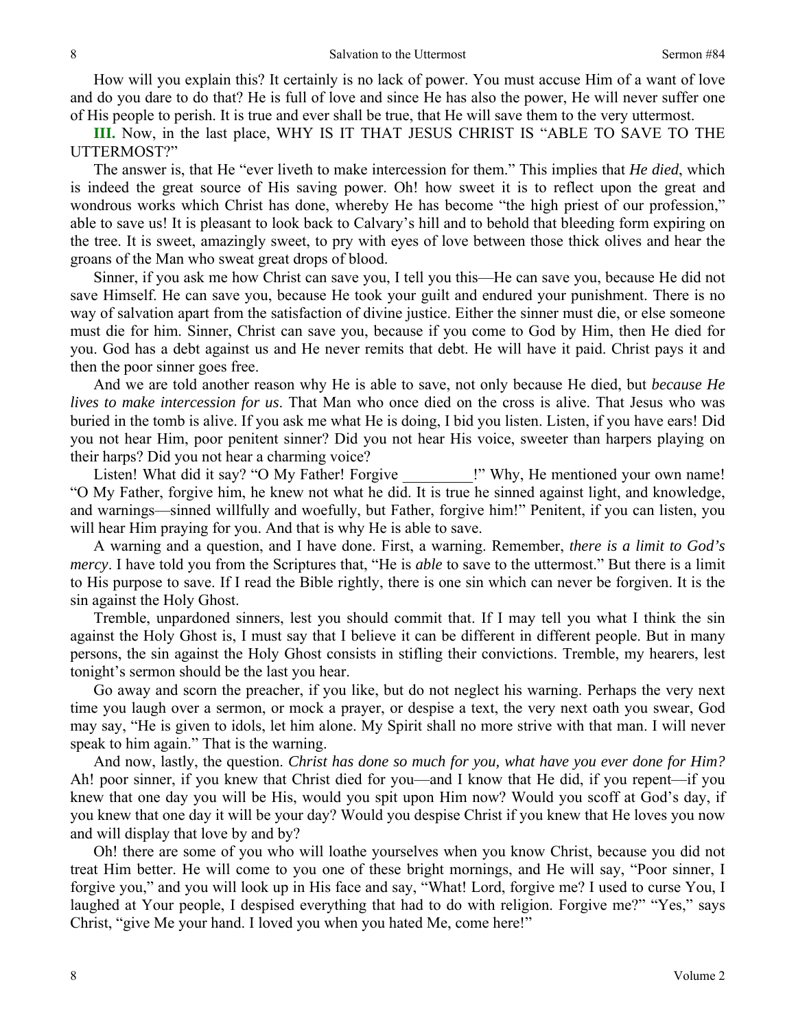How will you explain this? It certainly is no lack of power. You must accuse Him of a want of love and do you dare to do that? He is full of love and since He has also the power, He will never suffer one of His people to perish. It is true and ever shall be true, that He will save them to the very uttermost.

**III.** Now, in the last place, WHY IS IT THAT JESUS CHRIST IS "ABLE TO SAVE TO THE UTTERMOST?"

The answer is, that He "ever liveth to make intercession for them." This implies that *He died*, which is indeed the great source of His saving power. Oh! how sweet it is to reflect upon the great and wondrous works which Christ has done, whereby He has become "the high priest of our profession," able to save us! It is pleasant to look back to Calvary's hill and to behold that bleeding form expiring on the tree. It is sweet, amazingly sweet, to pry with eyes of love between those thick olives and hear the groans of the Man who sweat great drops of blood.

Sinner, if you ask me how Christ can save you, I tell you this—He can save you, because He did not save Himself. He can save you, because He took your guilt and endured your punishment. There is no way of salvation apart from the satisfaction of divine justice. Either the sinner must die, or else someone must die for him. Sinner, Christ can save you, because if you come to God by Him, then He died for you. God has a debt against us and He never remits that debt. He will have it paid. Christ pays it and then the poor sinner goes free.

And we are told another reason why He is able to save, not only because He died, but *because He lives to make intercession for us*. That Man who once died on the cross is alive. That Jesus who was buried in the tomb is alive. If you ask me what He is doing, I bid you listen. Listen, if you have ears! Did you not hear Him, poor penitent sinner? Did you not hear His voice, sweeter than harpers playing on their harps? Did you not hear a charming voice?

Listen! What did it say? "O My Father! Forgive _________!" Why, He mentioned your own name! "O My Father, forgive him, he knew not what he did. It is true he sinned against light, and knowledge, and warnings—sinned willfully and woefully, but Father, forgive him!" Penitent, if you can listen, you will hear Him praying for you. And that is why He is able to save.

A warning and a question, and I have done. First, a warning. Remember, *there is a limit to God's mercy*. I have told you from the Scriptures that, "He is *able* to save to the uttermost." But there is a limit to His purpose to save. If I read the Bible rightly, there is one sin which can never be forgiven. It is the sin against the Holy Ghost.

Tremble, unpardoned sinners, lest you should commit that. If I may tell you what I think the sin against the Holy Ghost is, I must say that I believe it can be different in different people. But in many persons, the sin against the Holy Ghost consists in stifling their convictions. Tremble, my hearers, lest tonight's sermon should be the last you hear.

Go away and scorn the preacher, if you like, but do not neglect his warning. Perhaps the very next time you laugh over a sermon, or mock a prayer, or despise a text, the very next oath you swear, God may say, "He is given to idols, let him alone. My Spirit shall no more strive with that man. I will never speak to him again." That is the warning.

And now, lastly, the question. *Christ has done so much for you, what have you ever done for Him?* Ah! poor sinner, if you knew that Christ died for you—and I know that He did, if you repent—if you knew that one day you will be His, would you spit upon Him now? Would you scoff at God's day, if you knew that one day it will be your day? Would you despise Christ if you knew that He loves you now and will display that love by and by?

Oh! there are some of you who will loathe yourselves when you know Christ, because you did not treat Him better. He will come to you one of these bright mornings, and He will say, "Poor sinner, I forgive you," and you will look up in His face and say, "What! Lord, forgive me? I used to curse You, I laughed at Your people, I despised everything that had to do with religion. Forgive me?" "Yes," says Christ, "give Me your hand. I loved you when you hated Me, come here!"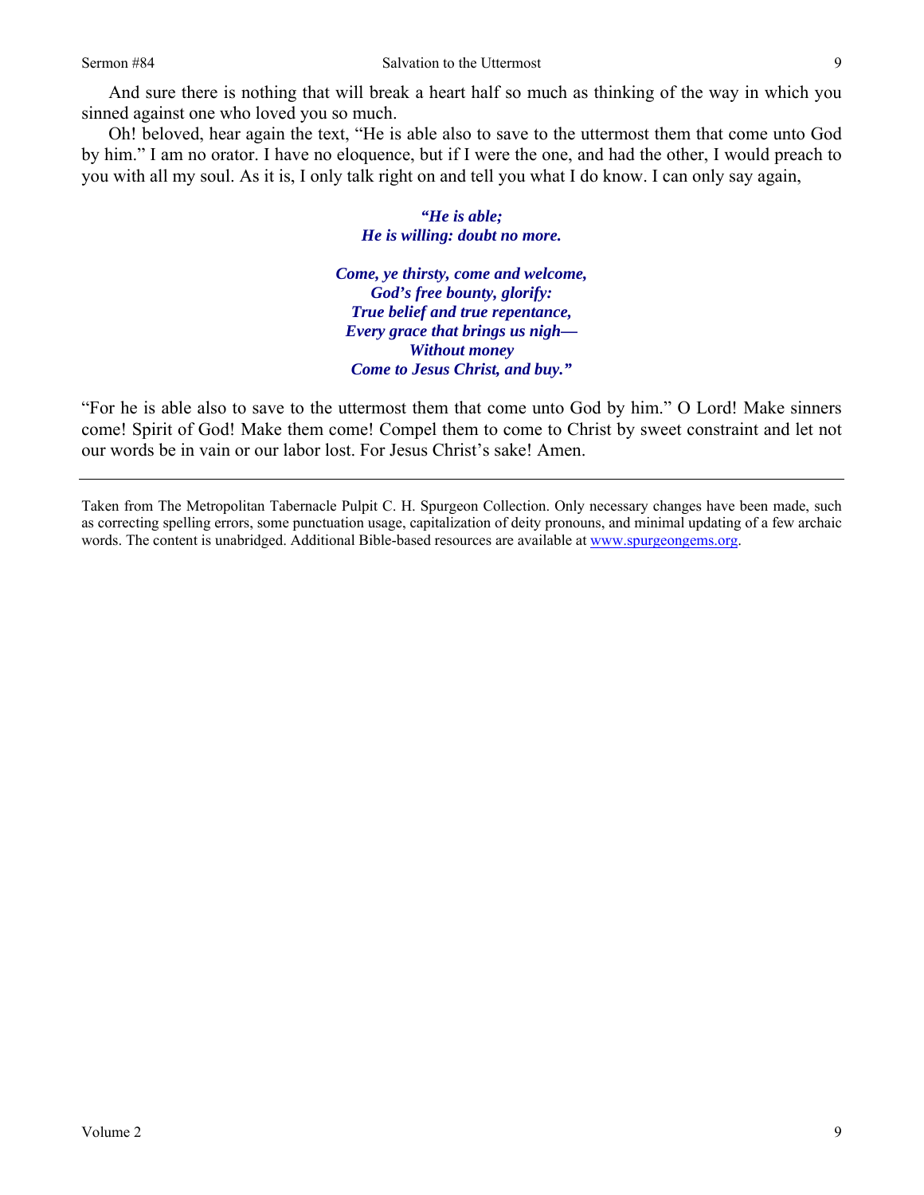And sure there is nothing that will break a heart half so much as thinking of the way in which you sinned against one who loved you so much.

Oh! beloved, hear again the text, "He is able also to save to the uttermost them that come unto God by him." I am no orator. I have no eloquence, but if I were the one, and had the other, I would preach to you with all my soul. As it is, I only talk right on and tell you what I do know. I can only say again,

> ***"He is able;***
> ***He is willing: doubt no more.***
>
> ***Come, ye thirsty, come and welcome,***
> ***God's free bounty, glorify:***
> ***True belief and true repentance,***
> ***Every grace that brings us nigh—***
> ***Without money***
> ***Come to Jesus Christ, and buy."***

"For he is able also to save to the uttermost them that come unto God by him." O Lord! Make sinners come! Spirit of God! Make them come! Compel them to come to Christ by sweet constraint and let not our words be in vain or our labor lost. For Jesus Christ's sake! Amen.

---

Taken from The Metropolitan Tabernacle Pulpit C. H. Spurgeon Collection. Only necessary changes have been made, such as correcting spelling errors, some punctuation usage, capitalization of deity pronouns, and minimal updating of a few archaic words. The content is unabridged. Additional Bible-based resources are available at www.spurgeongems.org.